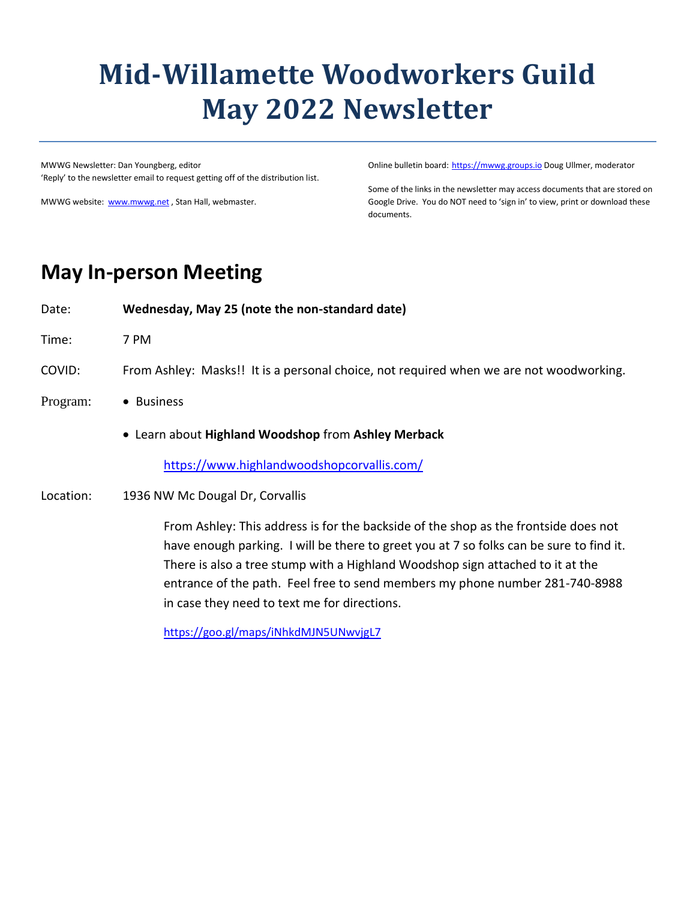# Mid-Willamette Woodworkers Guild May 2022 Newsletter

MWWG Newsletter: Dan Youngberg, editor
'Reply' to the newsletter email to request getting off of the distribution list.

MWWG website: www.mwwg.net , Stan Hall, webmaster.

Online bulletin board: https://mwwg.groups.io Doug Ullmer, moderator

Some of the links in the newsletter may access documents that are stored on Google Drive. You do NOT need to 'sign in' to view, print or download these documents.

## May In-person Meeting

Date: **Wednesday, May 25 (note the non-standard date)**

Time: 7 PM

COVID: From Ashley: Masks!! It is a personal choice, not required when we are not woodworking.

Program:

- Business
- Learn about **Highland Woodshop** from **Ashley Merback**

  https://www.highlandwoodshopcorvallis.com/

Location: 1936 NW Mc Dougal Dr, Corvallis

From Ashley: This address is for the backside of the shop as the frontside does not have enough parking. I will be there to greet you at 7 so folks can be sure to find it. There is also a tree stump with a Highland Woodshop sign attached to it at the entrance of the path. Feel free to send members my phone number 281-740-8988 in case they need to text me for directions.

https://goo.gl/maps/iNhkdMJN5UNwvjgL7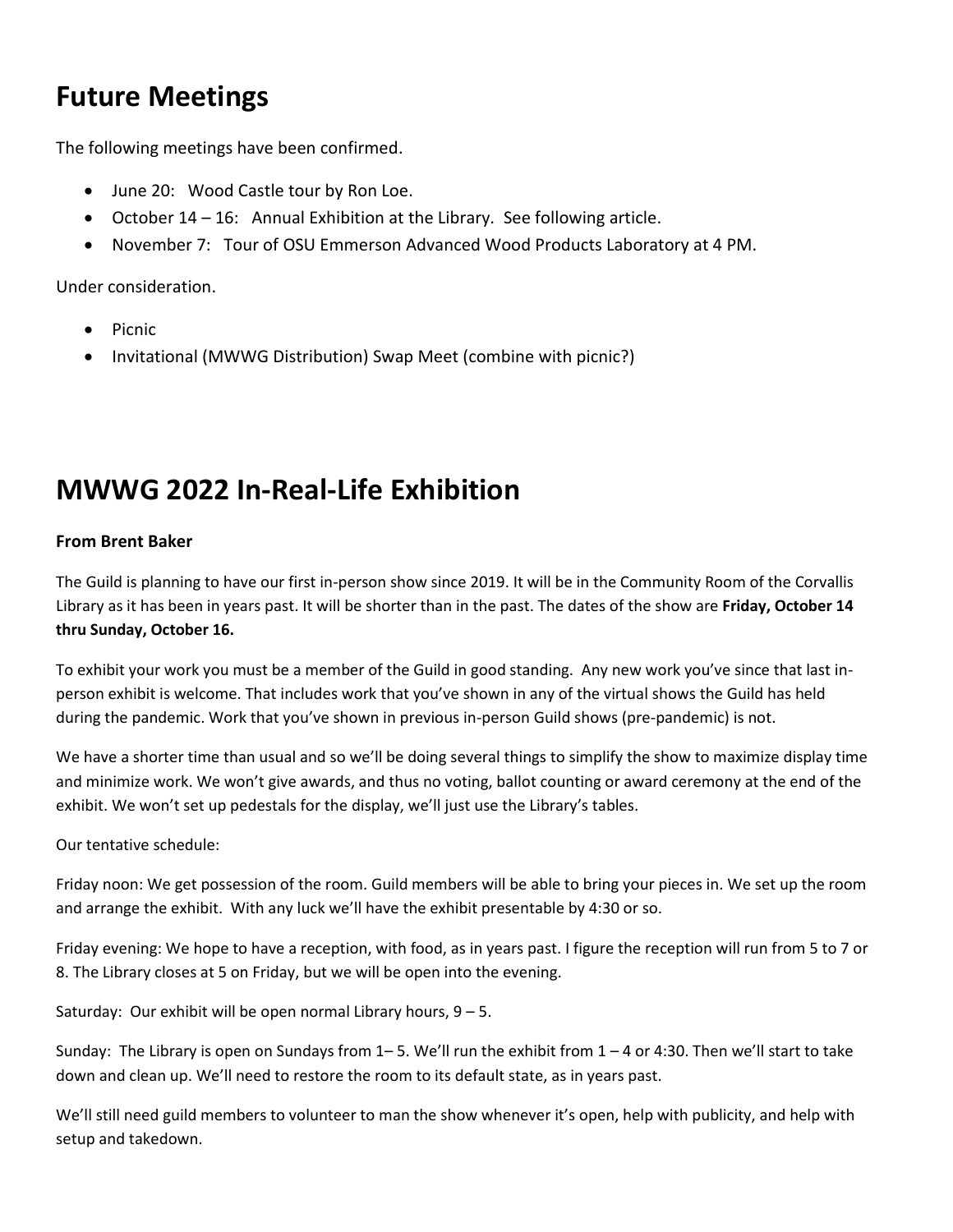# Future Meetings

The following meetings have been confirmed.

- June 20: Wood Castle tour by Ron Loe.
- October 14 – 16: Annual Exhibition at the Library. See following article.
- November 7: Tour of OSU Emmerson Advanced Wood Products Laboratory at 4 PM.

Under consideration.

- Picnic
- Invitational (MWWG Distribution) Swap Meet (combine with picnic?)

# MWWG 2022 In-Real-Life Exhibition

**From Brent Baker**

The Guild is planning to have our first in-person show since 2019. It will be in the Community Room of the Corvallis Library as it has been in years past. It will be shorter than in the past. The dates of the show are **Friday, October 14 thru Sunday, October 16.**

To exhibit your work you must be a member of the Guild in good standing. Any new work you've since that last in-person exhibit is welcome. That includes work that you've shown in any of the virtual shows the Guild has held during the pandemic. Work that you've shown in previous in-person Guild shows (pre-pandemic) is not.

We have a shorter time than usual and so we'll be doing several things to simplify the show to maximize display time and minimize work. We won't give awards, and thus no voting, ballot counting or award ceremony at the end of the exhibit. We won't set up pedestals for the display, we'll just use the Library's tables.

Our tentative schedule:

Friday noon: We get possession of the room. Guild members will be able to bring your pieces in. We set up the room and arrange the exhibit. With any luck we'll have the exhibit presentable by 4:30 or so.

Friday evening: We hope to have a reception, with food, as in years past. I figure the reception will run from 5 to 7 or 8. The Library closes at 5 on Friday, but we will be open into the evening.

Saturday: Our exhibit will be open normal Library hours, 9 – 5.

Sunday: The Library is open on Sundays from 1– 5. We'll run the exhibit from 1 – 4 or 4:30. Then we'll start to take down and clean up. We'll need to restore the room to its default state, as in years past.

We'll still need guild members to volunteer to man the show whenever it's open, help with publicity, and help with setup and takedown.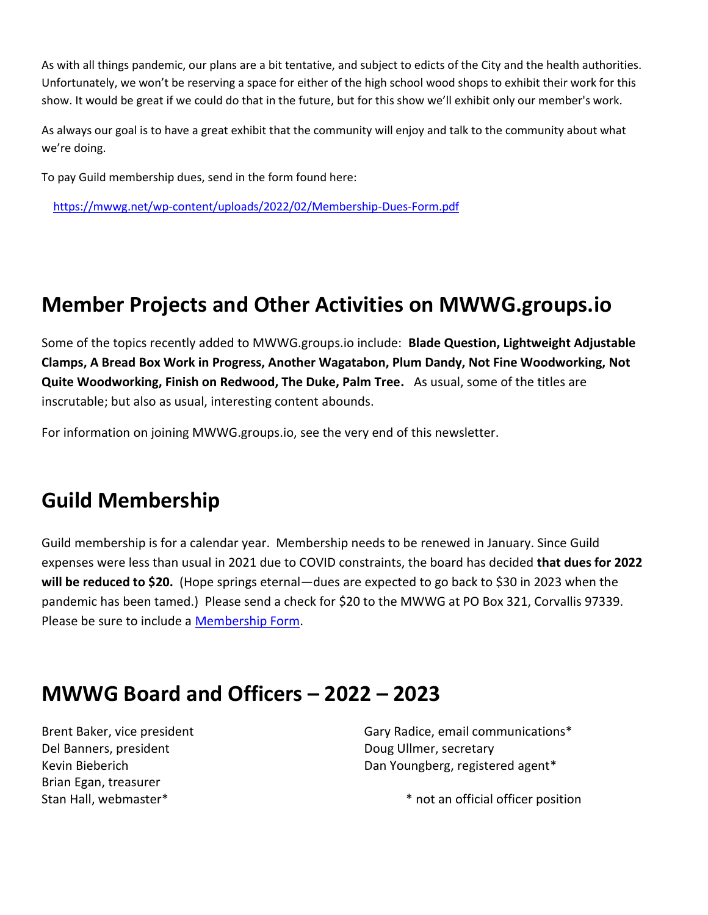As with all things pandemic, our plans are a bit tentative, and subject to edicts of the City and the health authorities. Unfortunately, we won't be reserving a space for either of the high school wood shops to exhibit their work for this show. It would be great if we could do that in the future, but for this show we'll exhibit only our member's work.

As always our goal is to have a great exhibit that the community will enjoy and talk to the community about what we're doing.

To pay Guild membership dues, send in the form found here:

https://mwwg.net/wp-content/uploads/2022/02/Membership-Dues-Form.pdf

## Member Projects and Other Activities on MWWG.groups.io

Some of the topics recently added to MWWG.groups.io include: **Blade Question, Lightweight Adjustable Clamps, A Bread Box Work in Progress, Another Wagatabon, Plum Dandy, Not Fine Woodworking, Not Quite Woodworking, Finish on Redwood, The Duke, Palm Tree.** As usual, some of the titles are inscrutable; but also as usual, interesting content abounds.

For information on joining MWWG.groups.io, see the very end of this newsletter.

## Guild Membership

Guild membership is for a calendar year. Membership needs to be renewed in January. Since Guild expenses were less than usual in 2021 due to COVID constraints, the board has decided **that dues for 2022 will be reduced to $20.** (Hope springs eternal—dues are expected to go back to $30 in 2023 when the pandemic has been tamed.) Please send a check for $20 to the MWWG at PO Box 321, Corvallis 97339. Please be sure to include a Membership Form.

## MWWG Board and Officers – 2022 – 2023

Brent Baker, vice president
Del Banners, president
Kevin Bieberich
Brian Egan, treasurer
Stan Hall, webmaster*
Gary Radice, email communications*
Doug Ullmer, secretary
Dan Youngberg, registered agent*

\* not an official officer position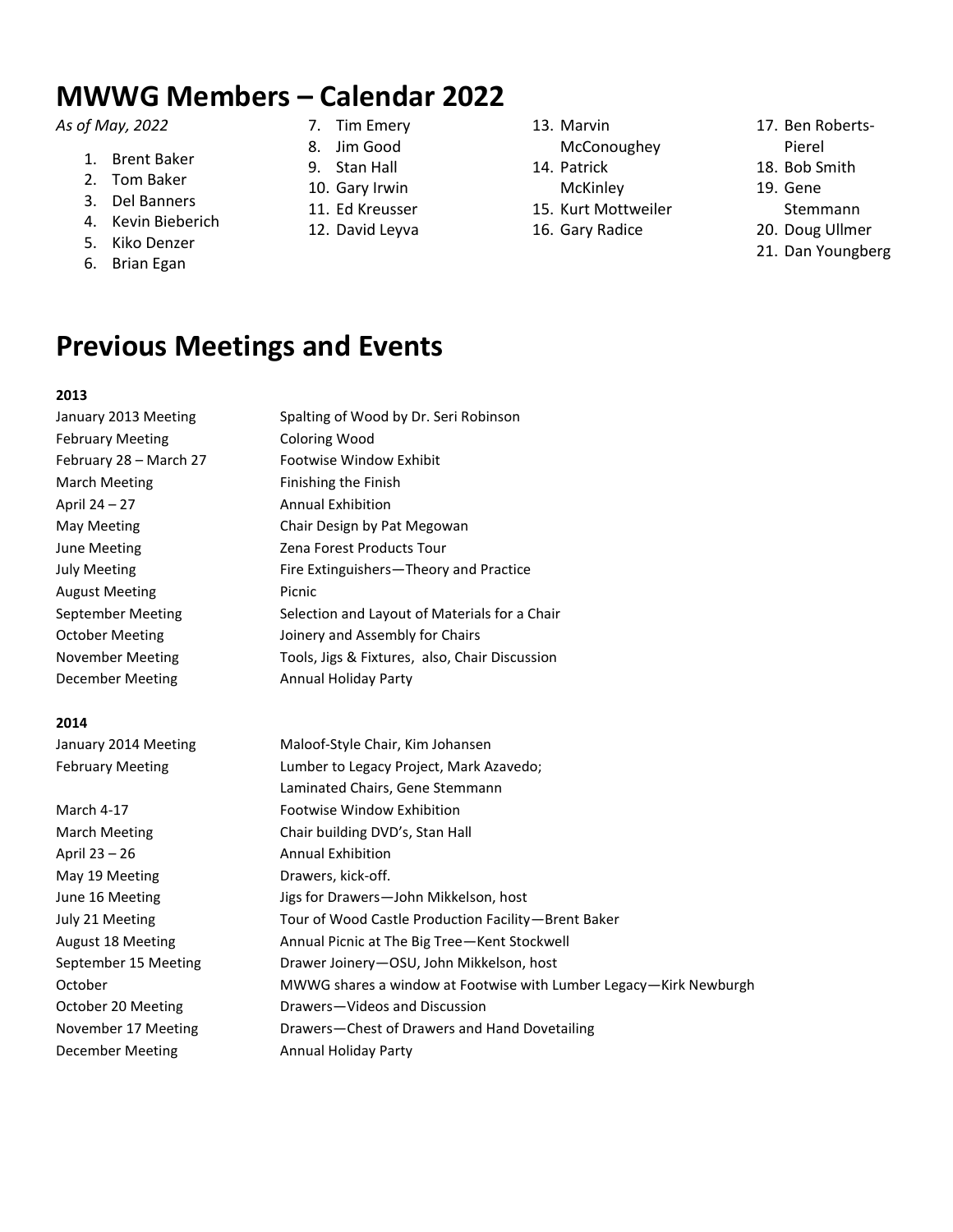# MWWG Members – Calendar 2022

*As of May, 2022*

1. Brent Baker
2. Tom Baker
3. Del Banners
4. Kevin Bieberich
5. Kiko Denzer
6. Brian Egan
7. Tim Emery
8. Jim Good
9. Stan Hall
10. Gary Irwin
11. Ed Kreusser
12. David Leyva
13. Marvin McConoughey
14. Patrick McKinley
15. Kurt Mottweiler
16. Gary Radice
17. Ben Roberts-Pierel
18. Bob Smith
19. Gene Stemmann
20. Doug Ullmer
21. Dan Youngberg

# Previous Meetings and Events

**2013**

| | |
|---|---|
| January 2013 Meeting | Spalting of Wood by Dr. Seri Robinson |
| February Meeting | Coloring Wood |
| February 28 – March 27 | Footwise Window Exhibit |
| March Meeting | Finishing the Finish |
| April 24 – 27 | Annual Exhibition |
| May Meeting | Chair Design by Pat Megowan |
| June Meeting | Zena Forest Products Tour |
| July Meeting | Fire Extinguishers—Theory and Practice |
| August Meeting | Picnic |
| September Meeting | Selection and Layout of Materials for a Chair |
| October Meeting | Joinery and Assembly for Chairs |
| November Meeting | Tools, Jigs & Fixtures, also, Chair Discussion |
| December Meeting | Annual Holiday Party |

**2014**

| | |
|---|---|
| January 2014 Meeting | Maloof-Style Chair, Kim Johansen |
| February Meeting | Lumber to Legacy Project, Mark Azavedo; Laminated Chairs, Gene Stemmann |
| March 4-17 | Footwise Window Exhibition |
| March Meeting | Chair building DVD's, Stan Hall |
| April 23 – 26 | Annual Exhibition |
| May 19 Meeting | Drawers, kick-off. |
| June 16 Meeting | Jigs for Drawers—John Mikkelson, host |
| July 21 Meeting | Tour of Wood Castle Production Facility—Brent Baker |
| August 18 Meeting | Annual Picnic at The Big Tree—Kent Stockwell |
| September 15 Meeting | Drawer Joinery—OSU, John Mikkelson, host |
| October | MWWG shares a window at Footwise with Lumber Legacy—Kirk Newburgh |
| October 20 Meeting | Drawers—Videos and Discussion |
| November 17 Meeting | Drawers—Chest of Drawers and Hand Dovetailing |
| December Meeting | Annual Holiday Party |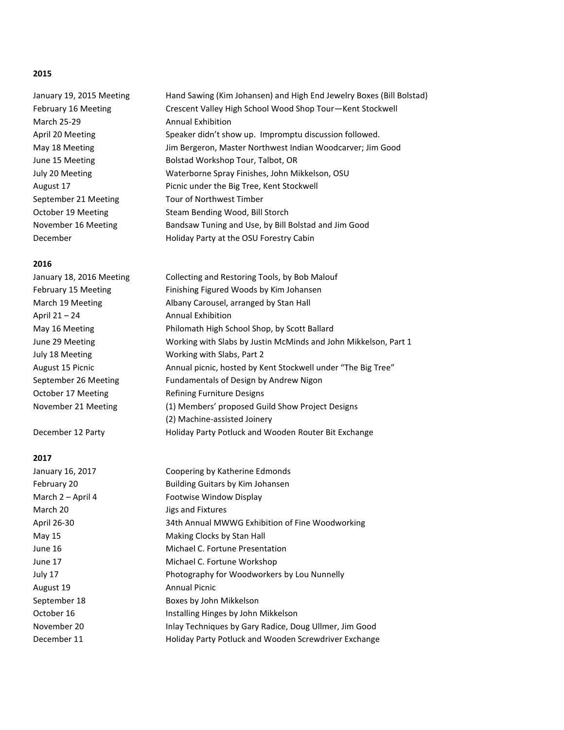**2015**

| | |
|---|---|
| January 19, 2015 Meeting | Hand Sawing (Kim Johansen) and High End Jewelry Boxes (Bill Bolstad) |
| February 16 Meeting | Crescent Valley High School Wood Shop Tour—Kent Stockwell |
| March 25-29 | Annual Exhibition |
| April 20 Meeting | Speaker didn't show up. Impromptu discussion followed. |
| May 18 Meeting | Jim Bergeron, Master Northwest Indian Woodcarver; Jim Good |
| June 15 Meeting | Bolstad Workshop Tour, Talbot, OR |
| July 20 Meeting | Waterborne Spray Finishes, John Mikkelson, OSU |
| August 17 | Picnic under the Big Tree, Kent Stockwell |
| September 21 Meeting | Tour of Northwest Timber |
| October 19 Meeting | Steam Bending Wood, Bill Storch |
| November 16 Meeting | Bandsaw Tuning and Use, by Bill Bolstad and Jim Good |
| December | Holiday Party at the OSU Forestry Cabin |

**2016**

| | |
|---|---|
| January 18, 2016 Meeting | Collecting and Restoring Tools, by Bob Malouf |
| February 15 Meeting | Finishing Figured Woods by Kim Johansen |
| March 19 Meeting | Albany Carousel, arranged by Stan Hall |
| April 21 – 24 | Annual Exhibition |
| May 16 Meeting | Philomath High School Shop, by Scott Ballard |
| June 29 Meeting | Working with Slabs by Justin McMinds and John Mikkelson, Part 1 |
| July 18 Meeting | Working with Slabs, Part 2 |
| August 15 Picnic | Annual picnic, hosted by Kent Stockwell under "The Big Tree" |
| September 26 Meeting | Fundamentals of Design by Andrew Nigon |
| October 17 Meeting | Refining Furniture Designs |
| November 21 Meeting | (1) Members' proposed Guild Show Project Designs<br>(2) Machine-assisted Joinery |
| December 12 Party | Holiday Party Potluck and Wooden Router Bit Exchange |

**2017**

| | |
|---|---|
| January 16, 2017 | Coopering by Katherine Edmonds |
| February 20 | Building Guitars by Kim Johansen |
| March 2 – April 4 | Footwise Window Display |
| March 20 | Jigs and Fixtures |
| April 26-30 | 34th Annual MWWG Exhibition of Fine Woodworking |
| May 15 | Making Clocks by Stan Hall |
| June 16 | Michael C. Fortune Presentation |
| June 17 | Michael C. Fortune Workshop |
| July 17 | Photography for Woodworkers by Lou Nunnelly |
| August 19 | Annual Picnic |
| September 18 | Boxes by John Mikkelson |
| October 16 | Installing Hinges by John Mikkelson |
| November 20 | Inlay Techniques by Gary Radice, Doug Ullmer, Jim Good |
| December 11 | Holiday Party Potluck and Wooden Screwdriver Exchange |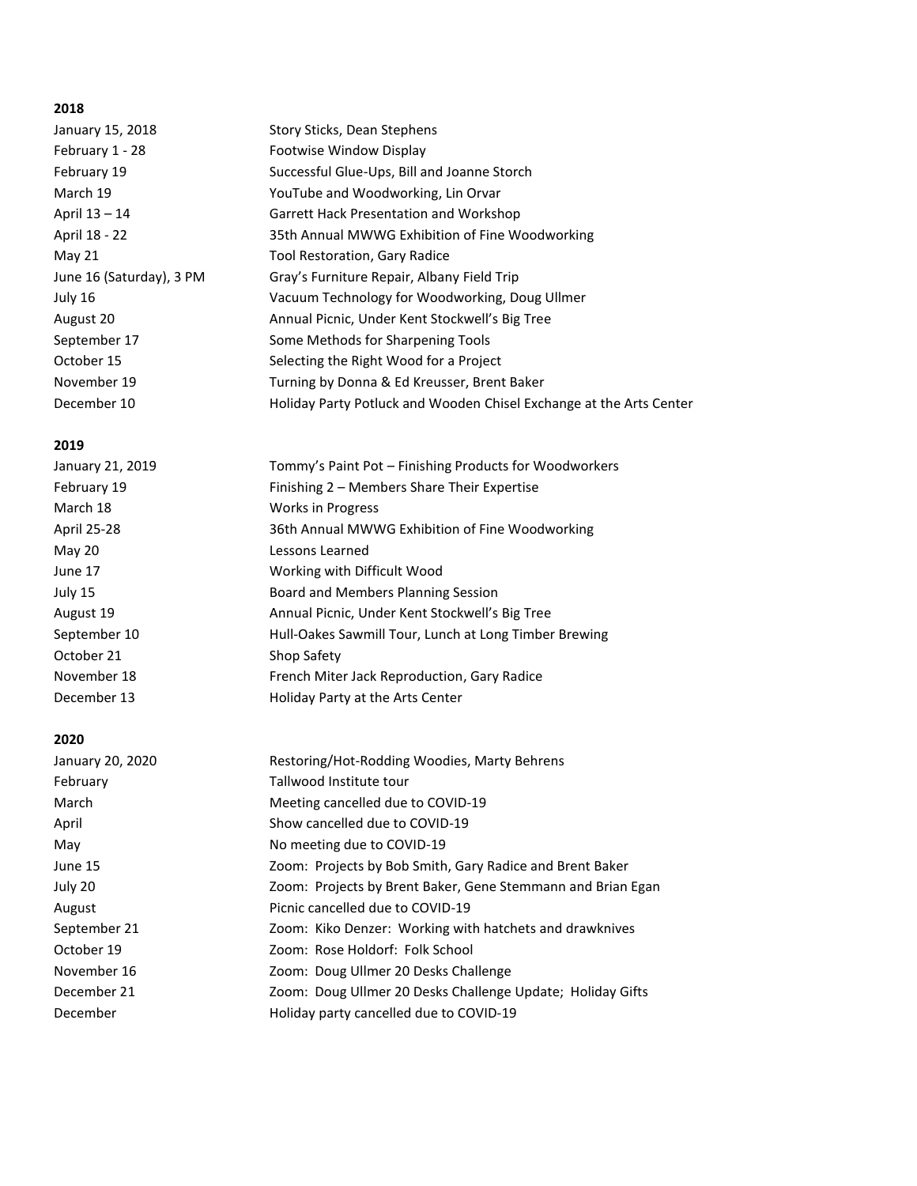**2018**

| | |
|---|---|
| January 15, 2018 | Story Sticks, Dean Stephens |
| February 1 - 28 | Footwise Window Display |
| February 19 | Successful Glue-Ups, Bill and Joanne Storch |
| March 19 | YouTube and Woodworking, Lin Orvar |
| April 13 – 14 | Garrett Hack Presentation and Workshop |
| April 18 - 22 | 35th Annual MWWG Exhibition of Fine Woodworking |
| May 21 | Tool Restoration, Gary Radice |
| June 16 (Saturday), 3 PM | Gray's Furniture Repair, Albany Field Trip |
| July 16 | Vacuum Technology for Woodworking, Doug Ullmer |
| August 20 | Annual Picnic, Under Kent Stockwell's Big Tree |
| September 17 | Some Methods for Sharpening Tools |
| October 15 | Selecting the Right Wood for a Project |
| November 19 | Turning by Donna & Ed Kreusser, Brent Baker |
| December 10 | Holiday Party Potluck and Wooden Chisel Exchange at the Arts Center |

**2019**

| | |
|---|---|
| January 21, 2019 | Tommy's Paint Pot – Finishing Products for Woodworkers |
| February 19 | Finishing 2 – Members Share Their Expertise |
| March 18 | Works in Progress |
| April 25-28 | 36th Annual MWWG Exhibition of Fine Woodworking |
| May 20 | Lessons Learned |
| June 17 | Working with Difficult Wood |
| July 15 | Board and Members Planning Session |
| August 19 | Annual Picnic, Under Kent Stockwell's Big Tree |
| September 10 | Hull-Oakes Sawmill Tour, Lunch at Long Timber Brewing |
| October 21 | Shop Safety |
| November 18 | French Miter Jack Reproduction, Gary Radice |
| December 13 | Holiday Party at the Arts Center |

**2020**

| | |
|---|---|
| January 20, 2020 | Restoring/Hot-Rodding Woodies, Marty Behrens |
| February | Tallwood Institute tour |
| March | Meeting cancelled due to COVID-19 |
| April | Show cancelled due to COVID-19 |
| May | No meeting due to COVID-19 |
| June 15 | Zoom: Projects by Bob Smith, Gary Radice and Brent Baker |
| July 20 | Zoom: Projects by Brent Baker, Gene Stemmann and Brian Egan |
| August | Picnic cancelled due to COVID-19 |
| September 21 | Zoom: Kiko Denzer: Working with hatchets and drawknives |
| October 19 | Zoom: Rose Holdorf: Folk School |
| November 16 | Zoom: Doug Ullmer 20 Desks Challenge |
| December 21 | Zoom: Doug Ullmer 20 Desks Challenge Update; Holiday Gifts |
| December | Holiday party cancelled due to COVID-19 |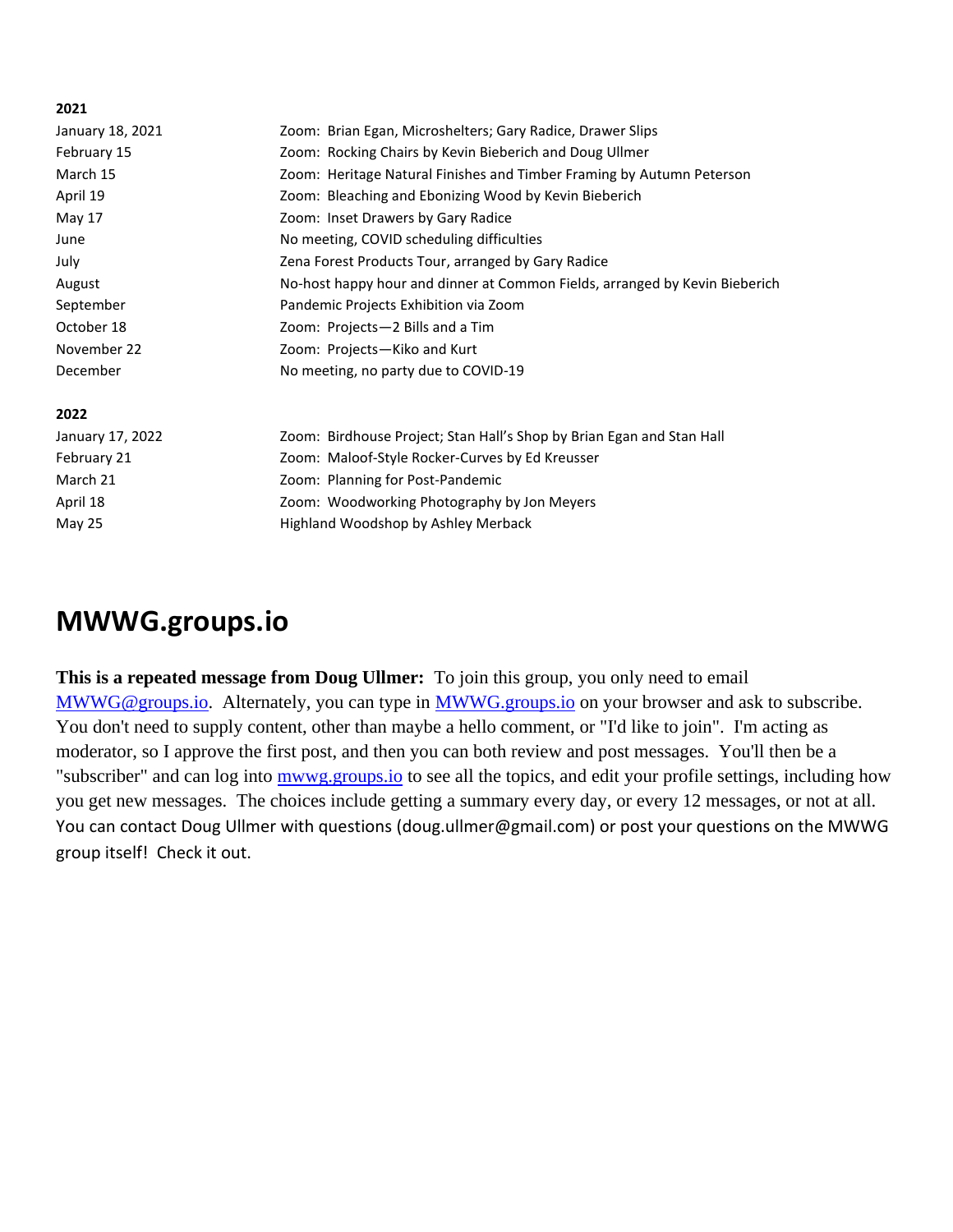**2021**

| | |
|---|---|
| January 18, 2021 | Zoom: Brian Egan, Microshelters; Gary Radice, Drawer Slips |
| February 15 | Zoom: Rocking Chairs by Kevin Bieberich and Doug Ullmer |
| March 15 | Zoom: Heritage Natural Finishes and Timber Framing by Autumn Peterson |
| April 19 | Zoom: Bleaching and Ebonizing Wood by Kevin Bieberich |
| May 17 | Zoom: Inset Drawers by Gary Radice |
| June | No meeting, COVID scheduling difficulties |
| July | Zena Forest Products Tour, arranged by Gary Radice |
| August | No-host happy hour and dinner at Common Fields, arranged by Kevin Bieberich |
| September | Pandemic Projects Exhibition via Zoom |
| October 18 | Zoom: Projects—2 Bills and a Tim |
| November 22 | Zoom: Projects—Kiko and Kurt |
| December | No meeting, no party due to COVID-19 |

**2022**

| | |
|---|---|
| January 17, 2022 | Zoom: Birdhouse Project; Stan Hall's Shop by Brian Egan and Stan Hall |
| February 21 | Zoom: Maloof-Style Rocker-Curves by Ed Kreusser |
| March 21 | Zoom: Planning for Post-Pandemic |
| April 18 | Zoom: Woodworking Photography by Jon Meyers |
| May 25 | Highland Woodshop by Ashley Merback |

# MWWG.groups.io

**This is a repeated message from Doug Ullmer:** To join this group, you only need to email MWWG@groups.io. Alternately, you can type in MWWG.groups.io on your browser and ask to subscribe. You don't need to supply content, other than maybe a hello comment, or "I'd like to join". I'm acting as moderator, so I approve the first post, and then you can both review and post messages. You'll then be a "subscriber" and can log into mwwg.groups.io to see all the topics, and edit your profile settings, including how you get new messages. The choices include getting a summary every day, or every 12 messages, or not at all. You can contact Doug Ullmer with questions (doug.ullmer@gmail.com) or post your questions on the MWWG group itself! Check it out.